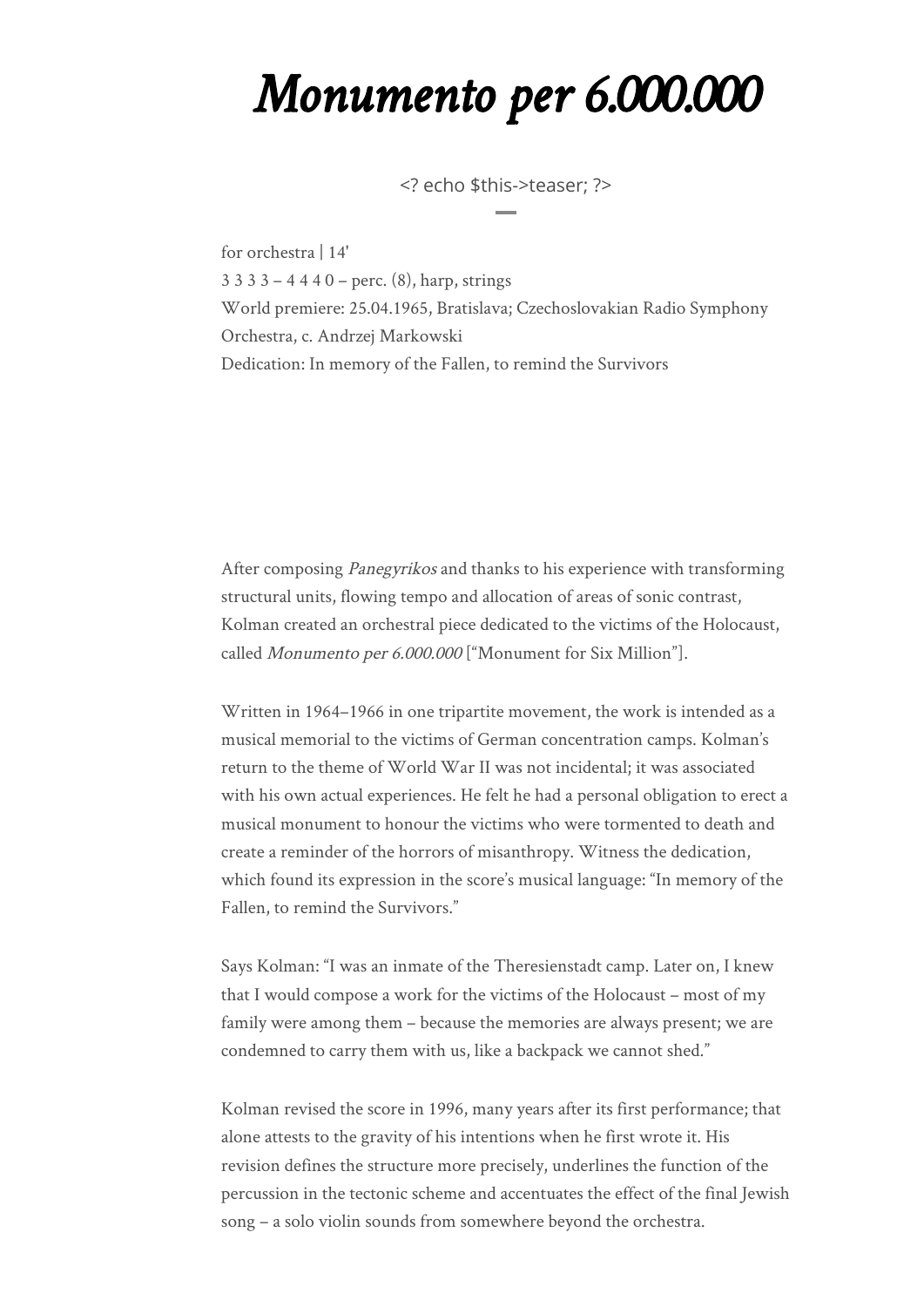# *Monumento per 6.000.000*

<? echo $this->teaser; ?>

for orchestra | 14'
3 3 3 3 – 4 4 4 0 – perc. (8), harp, strings
World premiere: 25.04.1965, Bratislava; Czechoslovakian Radio Symphony Orchestra, c. Andrzej Markowski
Dedication: In memory of the Fallen, to remind the Survivors

After composing *Panegyrikos* and thanks to his experience with transforming structural units, flowing tempo and allocation of areas of sonic contrast, Kolman created an orchestral piece dedicated to the victims of the Holocaust, called *Monumento per 6.000.000* ["Monument for Six Million"].

Written in 1964–1966 in one tripartite movement, the work is intended as a musical memorial to the victims of German concentration camps. Kolman's return to the theme of World War II was not incidental; it was associated with his own actual experiences. He felt he had a personal obligation to erect a musical monument to honour the victims who were tormented to death and create a reminder of the horrors of misanthropy. Witness the dedication, which found its expression in the score's musical language: "In memory of the Fallen, to remind the Survivors."

Says Kolman: "I was an inmate of the Theresienstadt camp. Later on, I knew that I would compose a work for the victims of the Holocaust – most of my family were among them – because the memories are always present; we are condemned to carry them with us, like a backpack we cannot shed."

Kolman revised the score in 1996, many years after its first performance; that alone attests to the gravity of his intentions when he first wrote it. His revision defines the structure more precisely, underlines the function of the percussion in the tectonic scheme and accentuates the effect of the final Jewish song – a solo violin sounds from somewhere beyond the orchestra.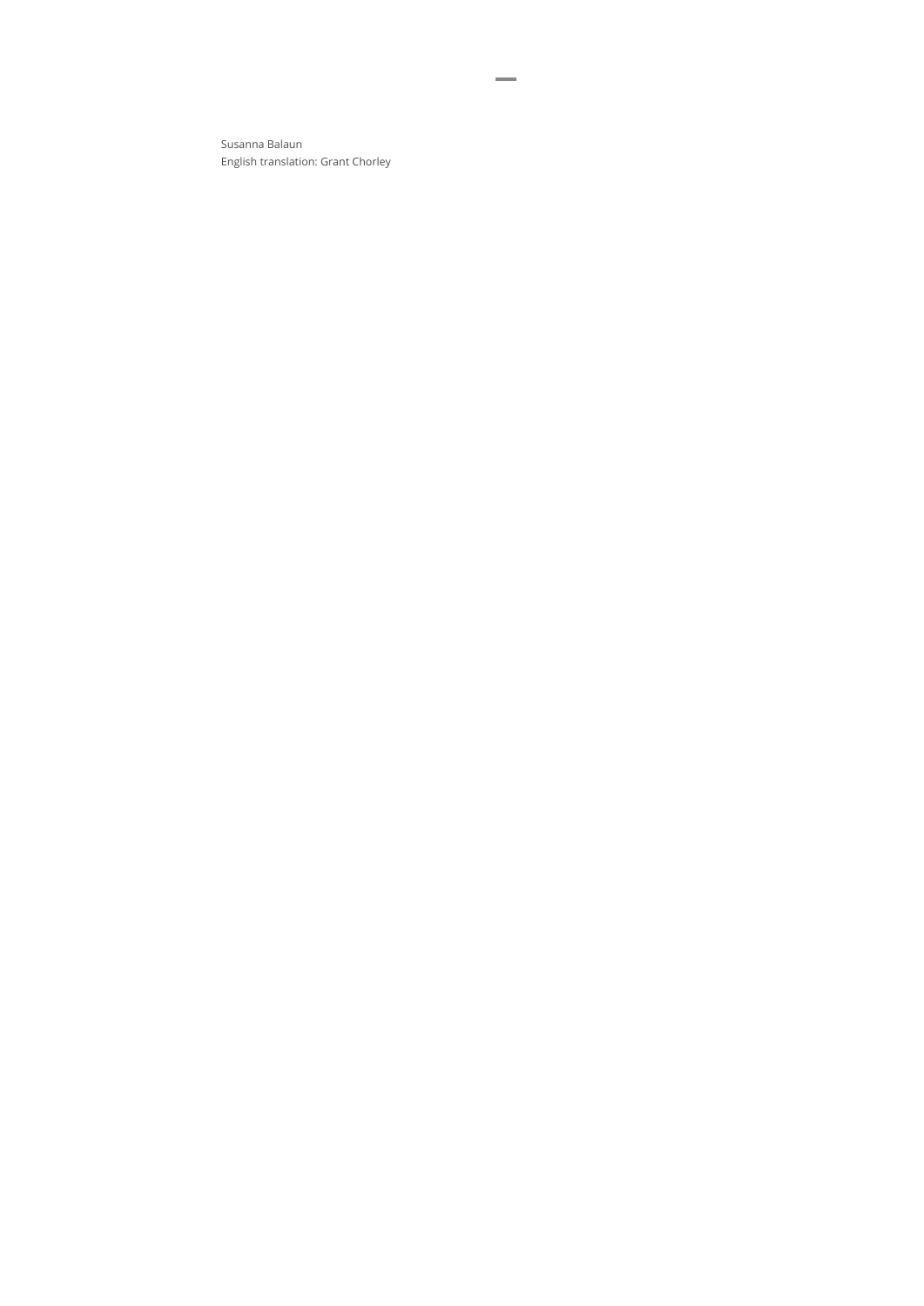Susanna Balaun
English translation: Grant Chorley